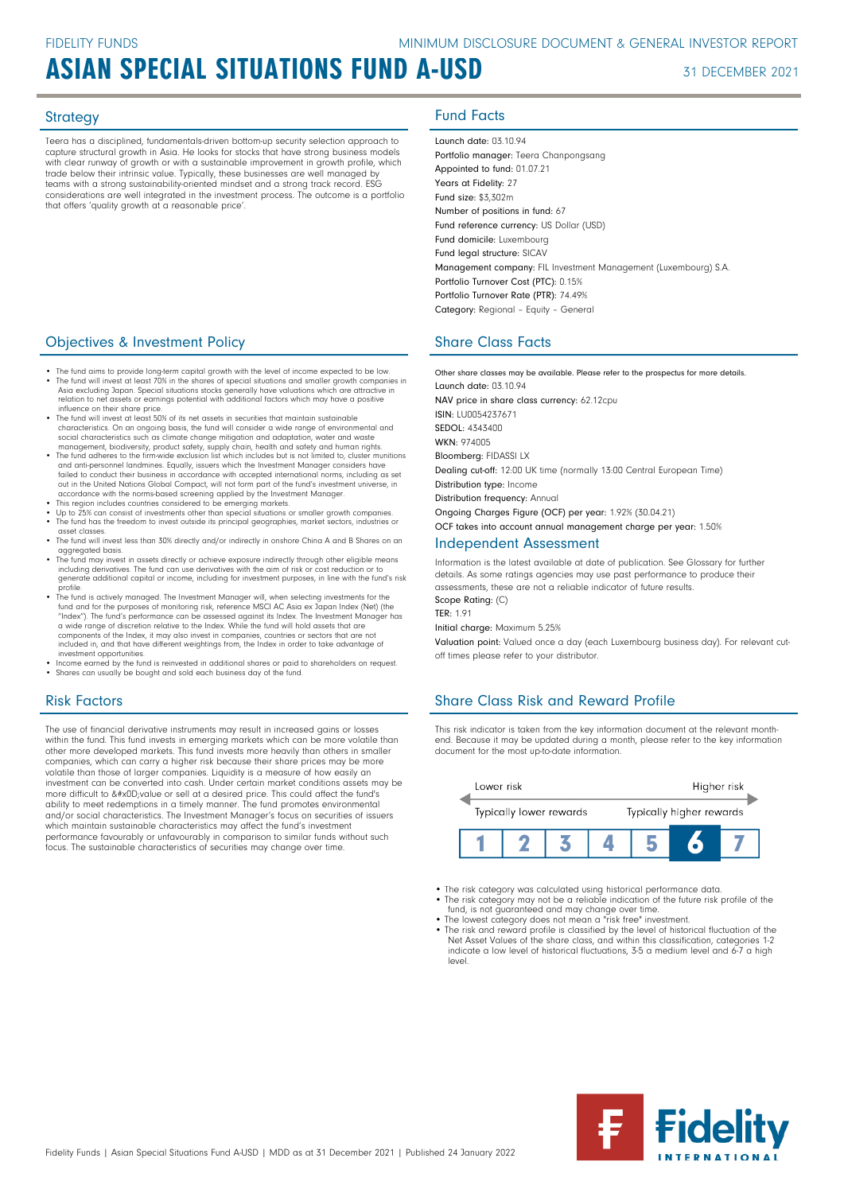FIDELITY FUNDS

MINIMUM DISCLOSURE DOCUMENT & GENERAL INVESTOR REPORT

# ASIAN SPECIAL SITUATIONS FUND A-USD

31 DECEMBER 2021

## Strategy

Teera has a disciplined, fundamentals-driven bottom-up security selection approach to capture structural growth in Asia. He looks for stocks that have strong business models with clear runway of growth or with a sustainable improvement in growth profile, which trade below their intrinsic value. Typically, these businesses are well managed by teams with a strong sustainability-oriented mindset and a strong track record. ESG considerations are well integrated in the investment process. The outcome is a portfolio that offers 'quality growth at a reasonable price'.

## Objectives & Investment Policy

- The fund aims to provide long-term capital growth with the level of income expected to be low.
- The fund will invest at least 70% in the shares of special situations and smaller growth companies in Asia excluding Japan. Special situations stocks generally have valuations which are attractive in relation to net assets or earnings potential with additional factors which may have a positive influence on their share price.
- The fund will invest at least 50% of its net assets in securities that maintain sustainable characteristics. On an ongoing basis, the fund will consider a wide range of environmental and social characteristics such as climate change mitigation and adaptation, water and waste management, biodiversity, product safety, supply chain, health and safety and human rights.
- The fund adheres to the firm-wide exclusion list which includes but is not limited to, cluster munitions and anti-personnel landmines. Equally, issuers which the Investment Manager considers have failed to conduct their business in accordance with accepted international norms, including as set out in the United Nations Global Compact, will not form part of the fund's investment universe, in accordance with the norms-based screening applied by the Investment Manager.
- This region includes countries considered to be emerging markets.
- Up to 25% can consist of investments other than special situations or smaller growth companies.
- The fund has the freedom to invest outside its principal geographies, market sectors, industries or asset classes.
- The fund will invest less than 30% directly and/or indirectly in onshore China A and B Shares on an aggregated basis.
- The fund may invest in assets directly or achieve exposure indirectly through other eligible means including derivatives. The fund can use derivatives with the aim of risk or cost reduction or to generate additional capital or income, including for investment purposes, in line with the fund's risk profile.
- The fund is actively managed. The Investment Manager will, when selecting investments for the fund and for the purposes of monitoring risk, reference MSCI AC Asia ex Japan Index (Net) (the "Index"). The fund's performance can be assessed against its Index. The Investment Manager has a wide range of discretion relative to the Index. While the fund will hold assets that are components of the Index, it may also invest in companies, countries or sectors that are not included in, and that have different weightings from, the Index in order to take advantage of investment opportunities.
- Income earned by the fund is reinvested in additional shares or paid to shareholders on request.
- Shares can usually be bought and sold each business day of the fund.

## Risk Factors

The use of financial derivative instruments may result in increased gains or losses within the fund. This fund invests in emerging markets which can be more volatile than other more developed markets. This fund invests more heavily than others in smaller companies, which can carry a higher risk because their share prices may be more volatile than those of larger companies. Liquidity is a measure of how easily an investment can be converted into cash. Under certain market conditions assets may be more difficult to &#x0D;value or sell at a desired price. This could affect the fund's ability to meet redemptions in a timely manner. The fund promotes environmental and/or social characteristics. The Investment Manager's focus on securities of issuers which maintain sustainable characteristics may affect the fund's investment performance favourably or unfavourably in comparison to similar funds without such focus. The sustainable characteristics of securities may change over time.

## Fund Facts

Launch date: 03.10.94
Portfolio manager: Teera Chanpongsang
Appointed to fund: 01.07.21
Years at Fidelity: 27
Fund size: $3,302m
Number of positions in fund: 67
Fund reference currency: US Dollar (USD)
Fund domicile: Luxembourg
Fund legal structure: SICAV
Management company: FIL Investment Management (Luxembourg) S.A.
Portfolio Turnover Cost (PTC): 0.15%
Portfolio Turnover Rate (PTR): 74.49%
Category: Regional - Equity - General

## Share Class Facts

Other share classes may be available. Please refer to the prospectus for more details.

Launch date: 03.10.94
NAV price in share class currency: 62.12cpu
ISIN: LU0054237671
SEDOL: 4343400
WKN: 974005
Bloomberg: FIDASSI LX
Dealing cut-off: 12:00 UK time (normally 13:00 Central European Time)
Distribution type: Income
Distribution frequency: Annual
Ongoing Charges Figure (OCF) per year: 1.92% (30.04.21)
OCF takes into account annual management charge per year: 1.50%

## Independent Assessment

Information is the latest available at date of publication. See Glossary for further details. As some ratings agencies may use past performance to produce their assessments, these are not a reliable indicator of future results.

Scope Rating: (C)
TER: 1.91
Initial charge: Maximum 5.25%
Valuation point: Valued once a day (each Luxembourg business day). For relevant cut-off times please refer to your distributor.

## Share Class Risk and Reward Profile

This risk indicator is taken from the key information document at the relevant month-end. Because it may be updated during a month, please refer to the key information document for the most up-to-date information.

Lower risk
Higher risk
Typically lower rewards
Typically higher rewards
1 2 3 4 5 6 7

- The risk category was calculated using historical performance data.
- The risk category may not be a reliable indication of the future risk profile of the fund, is not guaranteed and may change over time.
- The lowest category does not mean a "risk free" investment.
- The risk and reward profile is classified by the level of historical fluctuation of the Net Asset Values of the share class, and within this classification, categories 1-2 indicate a low level of historical fluctuations, 3-5 a medium level and 6-7 a high level.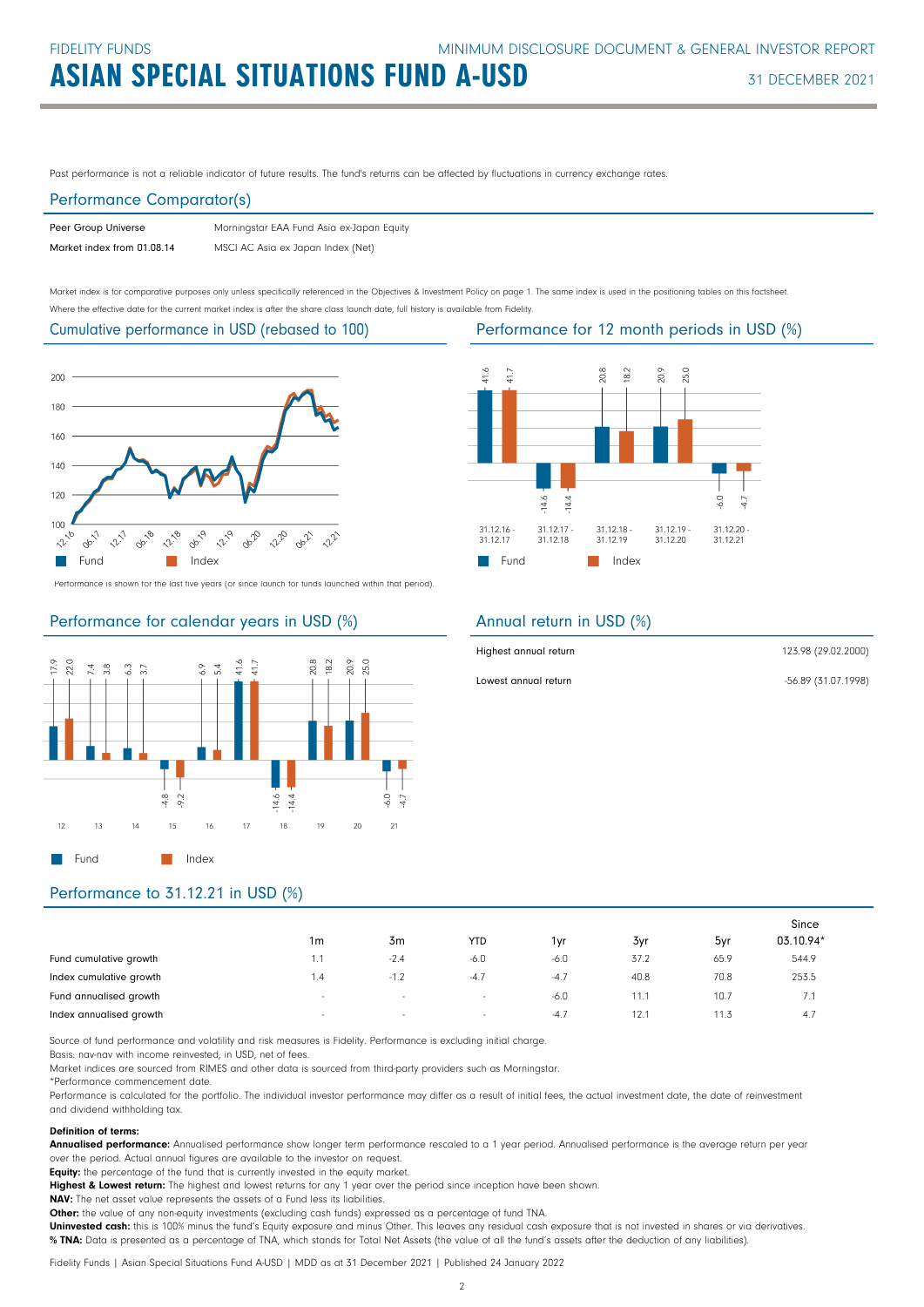FIDELITY FUNDS

# ASIAN SPECIAL SITUATIONS FUND A-USD

MINIMUM DISCLOSURE DOCUMENT & GENERAL INVESTOR REPORT

31 DECEMBER 2021

Past performance is not a reliable indicator of future results. The fund's returns can be affected by fluctuations in currency exchange rates.

## Performance Comparator(s)

| | |
|---|---|
| Peer Group Universe | Morningstar EAA Fund Asia ex-Japan Equity |
| Market index from 01.08.14 | MSCI AC Asia ex Japan Index (Net) |

Market index is for comparative purposes only unless specifically referenced in the Objectives & Investment Policy on page 1. The same index is used in the positioning tables on this factsheet.
Where the effective date for the current market index is after the share class launch date, full history is available from Fidelity.

## Cumulative performance in USD (rebased to 100)

200
180
160
140
120
100

12.16 06.17 12.17 06.18 12.18 06.19 12.19 06.20 12.20 06.21 12.21

Fund Index

Performance is shown for the last five years (or since launch for funds launched within that period).

## Performance for 12 month periods in USD (%)

41.6 41.7 -14.6 -14.4 20.8 18.2 20.9 25.0 -6.0 -4.7

31.12.16 - 31.12.17
31.12.17 - 31.12.18
31.12.18 - 31.12.19
31.12.19 - 31.12.20
31.12.20 - 31.12.21

Fund Index

## Performance for calendar years in USD (%)

17.9 22.0 7.4 3.8 6.3 3.7 -4.8 -9.2 6.9 5.4 41.6 41.7 -14.6 -14.4 20.8 18.2 20.9 25.0 -6.0 -4.7

12 13 14 15 16 17 18 19 20 21

Fund Index

## Annual return in USD (%)

| | |
|---|---|
| Highest annual return | 123.98 (29.02.2000) |
| Lowest annual return | -56.89 (31.07.1998) |

## Performance to 31.12.21 in USD (%)

| | 1m | 3m | YTD | 1yr | 3yr | 5yr | Since 03.10.94* |
|---|---|---|---|---|---|---|---|
| Fund cumulative growth | 1.1 | -2.4 | -6.0 | -6.0 | 37.2 | 65.9 | 544.9 |
| Index cumulative growth | 1.4 | -1.2 | -4.7 | -4.7 | 40.8 | 70.8 | 253.5 |
| Fund annualised growth | - | - | - | -6.0 | 11.1 | 10.7 | 7.1 |
| Index annualised growth | - | - | - | -4.7 | 12.1 | 11.3 | 4.7 |

Source of fund performance and volatility and risk measures is Fidelity. Performance is excluding initial charge.
Basis: nav-nav with income reinvested, in USD, net of fees.
Market indices are sourced from RIMES and other data is sourced from third-party providers such as Morningstar.
*Performance commencement date.
Performance is calculated for the portfolio. The individual investor performance may differ as a result of initial fees, the actual investment date, the date of reinvestment and dividend withholding tax.

**Definition of terms:**
**Annualised performance:** Annualised performance show longer term performance rescaled to a 1 year period. Annualised performance is the average return per year over the period. Actual annual figures are available to the investor on request.
**Equity:** the percentage of the fund that is currently invested in the equity market.
**Highest & Lowest return:** The highest and lowest returns for any 1 year over the period since inception have been shown.
**NAV:** The net asset value represents the assets of a Fund less its liabilities.
**Other:** the value of any non-equity investments (excluding cash funds) expressed as a percentage of fund TNA.
**Uninvested cash:** this is 100% minus the fund's Equity exposure and minus Other. This leaves any residual cash exposure that is not invested in shares or via derivatives.
**% TNA:** Data is presented as a percentage of TNA, which stands for Total Net Assets (the value of all the fund's assets after the deduction of any liabilities).

Fidelity Funds | Asian Special Situations Fund A-USD | MDD as at 31 December 2021 | Published 24 January 2022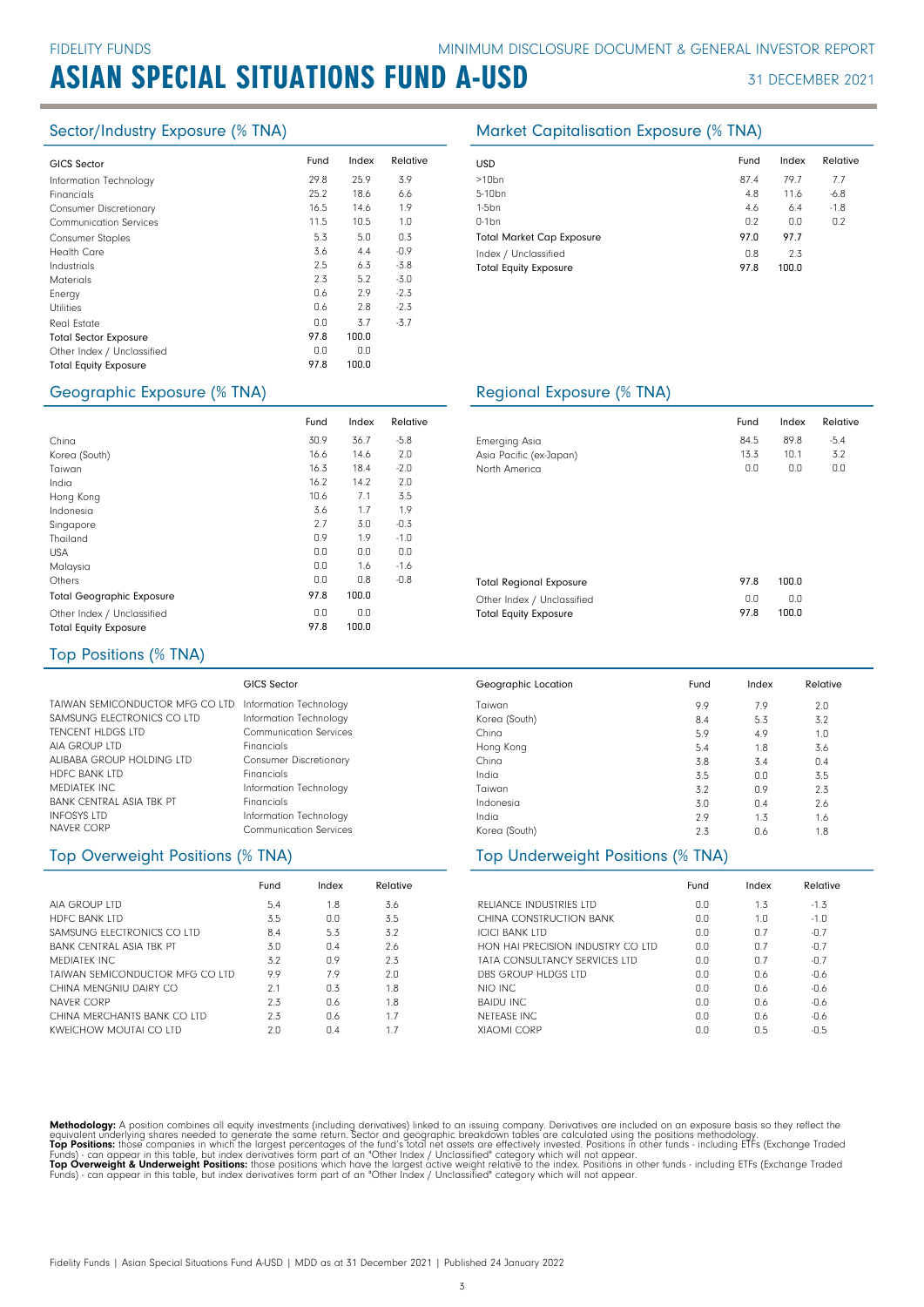FIDELITY FUNDS

MINIMUM DISCLOSURE DOCUMENT & GENERAL INVESTOR REPORT

# ASIAN SPECIAL SITUATIONS FUND A-USD

31 DECEMBER 2021

## Sector/Industry Exposure (% TNA)

| GICS Sector | Fund | Index | Relative |
|---|---|---|---|
| Information Technology | 29.8 | 25.9 | 3.9 |
| Financials | 25.2 | 18.6 | 6.6 |
| Consumer Discretionary | 16.5 | 14.6 | 1.9 |
| Communication Services | 11.5 | 10.5 | 1.0 |
| Consumer Staples | 5.3 | 5.0 | 0.3 |
| Health Care | 3.6 | 4.4 | -0.9 |
| Industrials | 2.5 | 6.3 | -3.8 |
| Materials | 2.3 | 5.2 | -3.0 |
| Energy | 0.6 | 2.9 | -2.3 |
| Utilities | 0.6 | 2.8 | -2.3 |
| Real Estate | 0.0 | 3.7 | -3.7 |
| **Total Sector Exposure** | **97.8** | **100.0** | |
| Other Index / Unclassified | 0.0 | 0.0 | |
| **Total Equity Exposure** | **97.8** | **100.0** | |

## Market Capitalisation Exposure (% TNA)

| USD | Fund | Index | Relative |
|---|---|---|---|
| >10bn | 87.4 | 79.7 | 7.7 |
| 5-10bn | 4.8 | 11.6 | -6.8 |
| 1-5bn | 4.6 | 6.4 | -1.8 |
| 0-1bn | 0.2 | 0.0 | 0.2 |
| **Total Market Cap Exposure** | **97.0** | **97.7** | |
| Index / Unclassified | 0.8 | 2.3 | |
| **Total Equity Exposure** | **97.8** | **100.0** | |

## Geographic Exposure (% TNA)

| | Fund | Index | Relative |
|---|---|---|---|
| China | 30.9 | 36.7 | -5.8 |
| Korea (South) | 16.6 | 14.6 | 2.0 |
| Taiwan | 16.3 | 18.4 | -2.0 |
| India | 16.2 | 14.2 | 2.0 |
| Hong Kong | 10.6 | 7.1 | 3.5 |
| Indonesia | 3.6 | 1.7 | 1.9 |
| Singapore | 2.7 | 3.0 | -0.3 |
| Thailand | 0.9 | 1.9 | -1.0 |
| USA | 0.0 | 0.0 | 0.0 |
| Malaysia | 0.0 | 1.6 | -1.6 |
| Others | 0.0 | 0.8 | -0.8 |
| **Total Geographic Exposure** | **97.8** | **100.0** | |
| Other Index / Unclassified | 0.0 | 0.0 | |
| **Total Equity Exposure** | **97.8** | **100.0** | |

## Regional Exposure (% TNA)

| | Fund | Index | Relative |
|---|---|---|---|
| Emerging Asia | 84.5 | 89.8 | -5.4 |
| Asia Pacific (ex-Japan) | 13.3 | 10.1 | 3.2 |
| North America | 0.0 | 0.0 | 0.0 |
| **Total Regional Exposure** | **97.8** | **100.0** | |
| Other Index / Unclassified | 0.0 | 0.0 | |
| **Total Equity Exposure** | **97.8** | **100.0** | |

## Top Positions (% TNA)

| | GICS Sector | Geographic Location | Fund | Index | Relative |
|---|---|---|---|---|---|
| TAIWAN SEMICONDUCTOR MFG CO LTD | Information Technology | Taiwan | 9.9 | 7.9 | 2.0 |
| SAMSUNG ELECTRONICS CO LTD | Information Technology | Korea (South) | 8.4 | 5.3 | 3.2 |
| TENCENT HLDGS LTD | Communication Services | China | 5.9 | 4.9 | 1.0 |
| AIA GROUP LTD | Financials | Hong Kong | 5.4 | 1.8 | 3.6 |
| ALIBABA GROUP HOLDING LTD | Consumer Discretionary | China | 3.8 | 3.4 | 0.4 |
| HDFC BANK LTD | Financials | India | 3.5 | 0.0 | 3.5 |
| MEDIATEK INC | Information Technology | Taiwan | 3.2 | 0.9 | 2.3 |
| BANK CENTRAL ASIA TBK PT | Financials | Indonesia | 3.0 | 0.4 | 2.6 |
| INFOSYS LTD | Information Technology | India | 2.9 | 1.3 | 1.6 |
| NAVER CORP | Communication Services | Korea (South) | 2.3 | 0.6 | 1.8 |

## Top Overweight Positions (% TNA)

| | Fund | Index | Relative |
|---|---|---|---|
| AIA GROUP LTD | 5.4 | 1.8 | 3.6 |
| HDFC BANK LTD | 3.5 | 0.0 | 3.5 |
| SAMSUNG ELECTRONICS CO LTD | 8.4 | 5.3 | 3.2 |
| BANK CENTRAL ASIA TBK PT | 3.0 | 0.4 | 2.6 |
| MEDIATEK INC | 3.2 | 0.9 | 2.3 |
| TAIWAN SEMICONDUCTOR MFG CO LTD | 9.9 | 7.9 | 2.0 |
| CHINA MENGNIU DAIRY CO | 2.1 | 0.3 | 1.8 |
| NAVER CORP | 2.3 | 0.6 | 1.8 |
| CHINA MERCHANTS BANK CO LTD | 2.3 | 0.6 | 1.7 |
| KWEICHOW MOUTAI CO LTD | 2.0 | 0.4 | 1.7 |

## Top Underweight Positions (% TNA)

| | Fund | Index | Relative |
|---|---|---|---|
| RELIANCE INDUSTRIES LTD | 0.0 | 1.3 | -1.3 |
| CHINA CONSTRUCTION BANK | 0.0 | 1.0 | -1.0 |
| ICICI BANK LTD | 0.0 | 0.7 | -0.7 |
| HON HAI PRECISION INDUSTRY CO LTD | 0.0 | 0.7 | -0.7 |
| TATA CONSULTANCY SERVICES LTD | 0.0 | 0.7 | -0.7 |
| DBS GROUP HLDGS LTD | 0.0 | 0.6 | -0.6 |
| NIO INC | 0.0 | 0.6 | -0.6 |
| BAIDU INC | 0.0 | 0.6 | -0.6 |
| NETEASE INC | 0.0 | 0.6 | -0.6 |
| XIAOMI CORP | 0.0 | 0.5 | -0.5 |

**Methodology:** A position combines all equity investments (including derivatives) linked to an issuing company. Derivatives are included on an exposure basis so they reflect the equivalent underlying shares needed to generate the same return. Sector and geographic breakdown tables are calculated using the positions methodology.
**Top Positions:** those companies in which the largest percentages of the fund's total net assets are effectively invested. Positions in other funds - including ETFs (Exchange Traded Funds) - can appear in this table, but index derivatives form part of an "Other Index / Unclassified" category which will not appear.
**Top Overweight & Underweight Positions:** those positions which have the largest active weight relative to the index. Positions in other funds - including ETFs (Exchange Traded Funds) - can appear in this table, but index derivatives form part of an "Other Index / Unclassified" category which will not appear.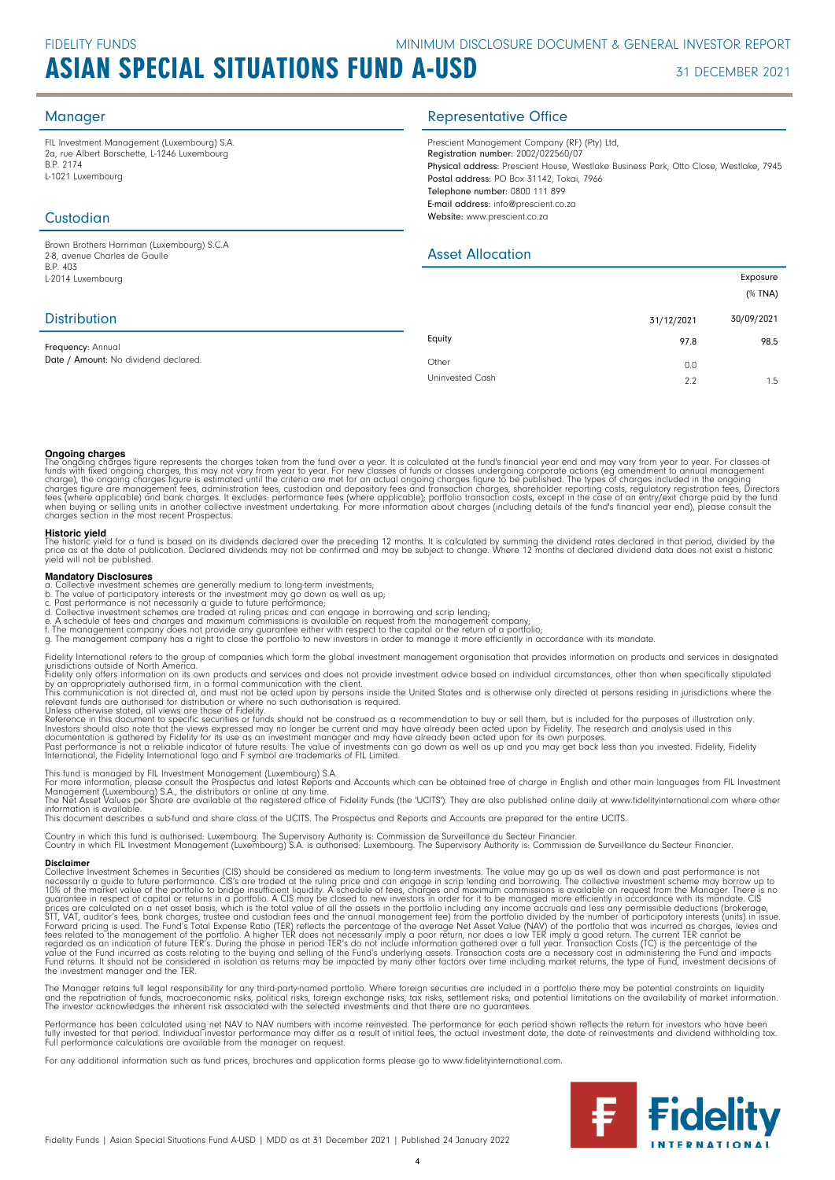FIDELITY FUNDS

MINIMUM DISCLOSURE DOCUMENT & GENERAL INVESTOR REPORT

# ASIAN SPECIAL SITUATIONS FUND A-USD

31 DECEMBER 2021

## Manager

FIL Investment Management (Luxembourg) S.A.
2a, rue Albert Borschette, L-1246 Luxembourg
B.P. 2174
L-1021 Luxembourg

## Custodian

Brown Brothers Harriman (Luxembourg) S.C.A
2-8, avenue Charles de Gaulle
B.P. 403
L-2014 Luxembourg

## Distribution

**Frequency:** Annual
**Date / Amount:** No dividend declared.

## Representative Office

Prescient Management Company (RF) (Pty) Ltd,
**Registration number:** 2002/022560/07
**Physical address:** Prescient House, Westlake Business Park, Otto Close, Westlake, 7945
**Postal address:** PO Box 31142, Tokai, 7966
**Telephone number:** 0800 111 899
**E-mail address:** info@prescient.co.za
**Website:** www.prescient.co.za

## Asset Allocation

| | Exposure (% TNA) | |
|---|---|---|
| | 31/12/2021 | 30/09/2021 |
| Equity | 97.8 | 98.5 |
| Other | 0.0 | |
| Uninvested Cash | 2.2 | 1.5 |

**Ongoing charges**
The ongoing charges figure represents the charges taken from the fund over a year. It is calculated at the fund's financial year end and may vary from year to year. For classes of funds with fixed ongoing charges, this may not vary from year to year. For new classes of funds or classes undergoing corporate actions (eg amendment to annual management charge), the ongoing charges figure is estimated until the criteria are met for an actual ongoing charges figure to be published. The types of charges included in the ongoing charges figure are management fees, administration fees, custodian and depositary fees and transaction charges, shareholder reporting costs, regulatory registration fees, Directors fees (where applicable) and bank charges. It excludes: performance fees (where applicable); portfolio transaction costs, except in the case of an entry/exit charge paid by the fund when buying or selling units in another collective investment undertaking. For more information about charges (including details of the fund's financial year end), please consult the charges section in the most recent Prospectus.

**Historic yield**
The historic yield for a fund is based on its dividends declared over the preceding 12 months. It is calculated by summing the dividend rates declared in that period, divided by the price as at the date of publication. Declared dividends may not be confirmed and may be subject to change. Where 12 months of declared dividend data does not exist a historic yield will not be published.

**Mandatory Disclosures**
a. Collective investment schemes are generally medium to long-term investments;
b. The value of participatory interests or the investment may go down as well as up;
c. Past performance is not necessarily a guide to future performance;
d. Collective investment schemes are traded at ruling prices and can engage in borrowing and scrip lending;
e. A schedule of fees and charges and maximum commissions is available on request from the management company;
f. The management company does not provide any guarantee either with respect to the capital or the return of a portfolio;
g. The management company has a right to close the portfolio to new investors in order to manage it more efficiently in accordance with its mandate.

Fidelity International refers to the group of companies which form the global investment management organisation that provides information on products and services in designated jurisdictions outside of North America.
Fidelity only offers information on its own products and services and does not provide investment advice based on individual circumstances, other than when specifically stipulated by an appropriately authorised firm, in a formal communication with the client.
This communication is not directed at, and must not be acted upon by persons inside the United States and is otherwise only directed at persons residing in jurisdictions where the relevant funds are authorised for distribution or where no such authorisation is required.
Unless otherwise stated, all views are those of Fidelity.
Reference in this document to specific securities or funds should not be construed as a recommendation to buy or sell them, but is included for the purposes of illustration only.
Investors should also note that the views expressed may no longer be current and may have already been acted upon by Fidelity. The research and analysis used in this documentation is gathered by Fidelity for its use as an investment manager and may have already been acted upon for its own purposes.
Past performance is not a reliable indicator of future results. The value of investments can go down as well as up and you may get back less than you invested. Fidelity, Fidelity International, the Fidelity International logo and F symbol are trademarks of FIL Limited.

This fund is managed by FIL Investment Management (Luxembourg) S.A.
For more information, please consult the Prospectus and latest Reports and Accounts which can be obtained free of charge in English and other main languages from FIL Investment Management (Luxembourg) S.A., the distributors or online at any time.
The Net Asset Values per Share are available at the registered office of Fidelity Funds (the 'UCITS'). They are also published online daily at www.fidelityinternational.com where other information is available.
This document describes a sub-fund and share class of the UCITS. The Prospectus and Reports and Accounts are prepared for the entire UCITS.

Country in which this fund is authorised: Luxembourg. The Supervisory Authority is: Commission de Surveillance du Secteur Financier.
Country in which FIL Investment Management (Luxembourg) S.A. is authorised: Luxembourg. The Supervisory Authority is: Commission de Surveillance du Secteur Financier.

**Disclaimer**
Collective Investment Schemes in Securities (CIS) should be considered as medium to long-term investments. The value may go up as well as down and past performance is not necessarily a guide to future performance. CIS's are traded at the ruling price and can engage in scrip lending and borrowing. The collective investment scheme may borrow up to 10% of the market value of the portfolio to bridge insufficient liquidity. A schedule of fees, charges and maximum commissions is available on request from the Manager. There is no guarantee in respect of capital or returns in a portfolio. A CIS may be closed to new investors in order for it to be managed more efficiently in accordance with its mandate. CIS prices are calculated on a net asset basis, which is the total value of all the assets in the portfolio including any income accruals and less any permissible deductions (brokerage, STT, VAT, auditor's fees, bank charges, trustee and custodian fees and the annual management fee) from the portfolio divided by the number of participatory interests (units) in issue. Forward pricing is used. The Fund's Total Expense Ratio (TER) reflects the percentage of the average Net Asset Value (NAV) of the portfolio that was incurred as charges, levies and fees related to the management of the portfolio. A higher TER does not necessarily imply a poor return, nor does a low TER imply a good return. The current TER cannot be regarded as an indication of future TER's. During the phase in period TER's do not include information gathered over a full year. Transaction Costs (TC) is the percentage of the value of the Fund incurred as costs relating to the buying and selling of the Fund's underlying assets. Transaction costs are a necessary cost in administering the Fund and impacts Fund returns. It should not be considered in isolation as returns may be impacted by many other factors over time including market returns, the type of Fund, investment decisions of the investment manager and the TER.

The Manager retains full legal responsibility for any third-party-named portfolio. Where foreign securities are included in a portfolio there may be potential constraints on liquidity and the repatriation of funds, macroeconomic risks, political risks, foreign exchange risks, tax risks, settlement risks; and potential limitations on the availability of market information. The investor acknowledges the inherent risk associated with the selected investments and that there are no guarantees.

Performance has been calculated using net NAV to NAV numbers with income reinvested. The performance for each period shown reflects the return for investors who have been fully invested for that period. Individual investor performance may differ as a result of initial fees, the actual investment date, the date of reinvestments and dividend withholding tax. Full performance calculations are available from the manager on request.

For any additional information such as fund prices, brochures and application forms please go to www.fidelityinternational.com.

Fidelity Funds | Asian Special Situations Fund A-USD | MDD as at 31 December 2021 | Published 24 January 2022